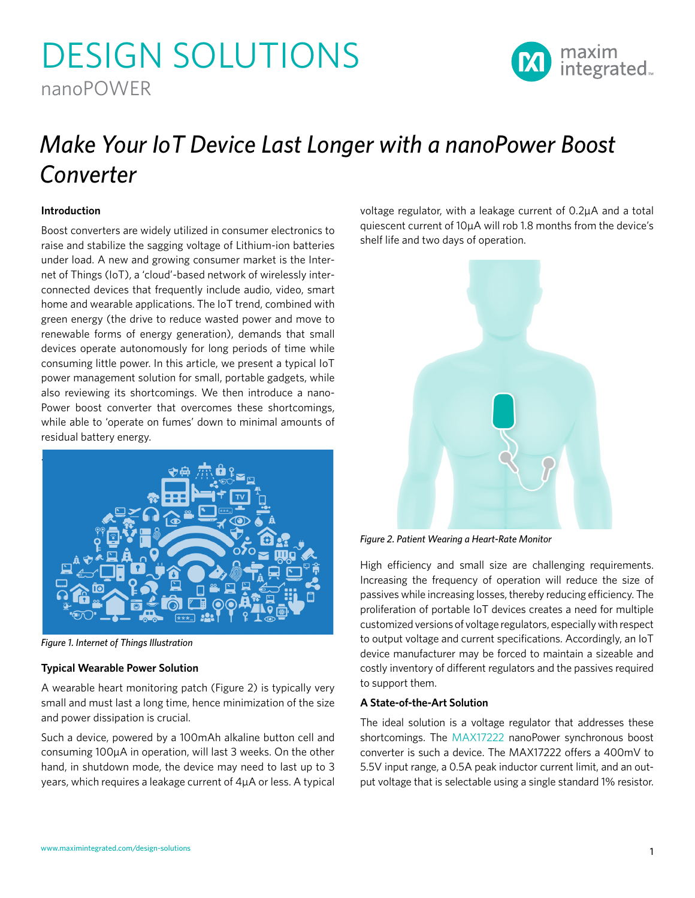# DESIGN SOLUTIONS

nanoPOWER

## *Make Your IoT Device Last Longer with a nanoPower Boost Converter*

### Introduction

Boost converters are widely utilized in consumer electronics to raise and stabilize the sagging voltage of Lithium-ion batteries under load. A new and growing consumer market is the Internet of Things (IoT), a 'cloud'-based network of wirelessly interconnected devices that frequently include audio, video, smart home and wearable applications. The IoT trend, combined with green energy (the drive to reduce wasted power and move to renewable forms of energy generation), demands that small devices operate autonomously for long periods of time while consuming little power. In this article, we present a typical IoT power management solution for small, portable gadgets, while also reviewing its shortcomings. We then introduce a nanoPower boost converter that overcomes these shortcomings, while able to 'operate on fumes' down to minimal amounts of residual battery energy.

*Figure 1. Internet of Things Illustration*

### Typical Wearable Power Solution

A wearable heart monitoring patch (Figure 2) is typically very small and must last a long time, hence minimization of the size and power dissipation is crucial.

Such a device, powered by a 100mAh alkaline button cell and consuming 100µA in operation, will last 3 weeks. On the other hand, in shutdown mode, the device may need to last up to 3 years, which requires a leakage current of 4µA or less. A typical voltage regulator, with a leakage current of 0.2µA and a total quiescent current of 10µA will rob 1.8 months from the device's shelf life and two days of operation.

*Figure 2. Patient Wearing a Heart-Rate Monitor*

High efficiency and small size are challenging requirements. Increasing the frequency of operation will reduce the size of passives while increasing losses, thereby reducing efficiency. The proliferation of portable IoT devices creates a need for multiple customized versions of voltage regulators, especially with respect to output voltage and current specifications. Accordingly, an IoT device manufacturer may be forced to maintain a sizeable and costly inventory of different regulators and the passives required to support them.

### A State-of-the-Art Solution

The ideal solution is a voltage regulator that addresses these shortcomings. The MAX17222 nanoPower synchronous boost converter is such a device. The MAX17222 offers a 400mV to 5.5V input range, a 0.5A peak inductor current limit, and an output voltage that is selectable using a single standard 1% resistor.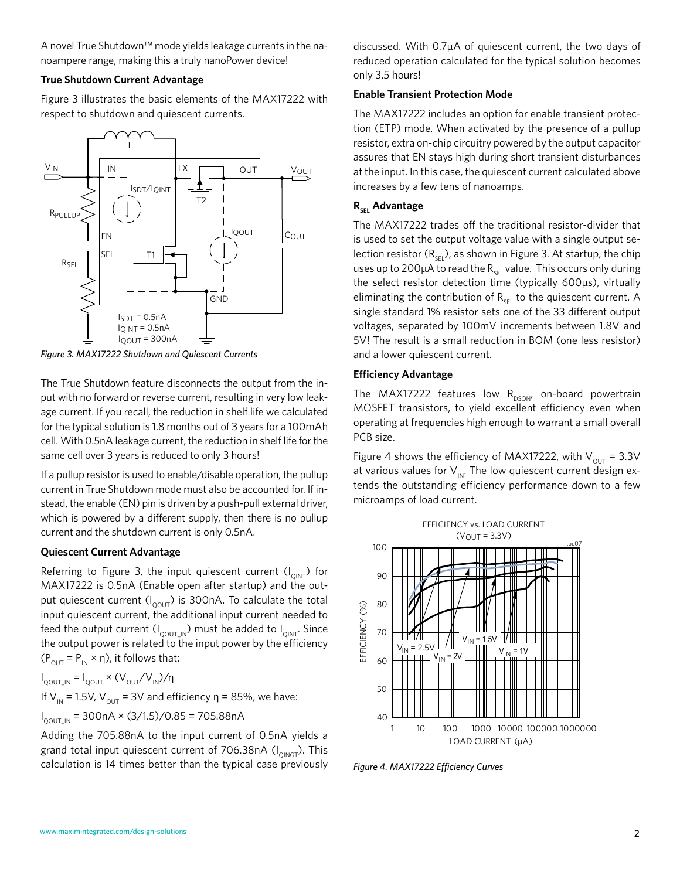A novel True Shutdown™ mode yields leakage currents in the nanoampere range, making this a truly nanoPower device!

### True Shutdown Current Advantage

Figure 3 illustrates the basic elements of the MAX17222 with respect to shutdown and quiescent currents.

*Figure 3. MAX17222 Shutdown and Quiescent Currents*

The True Shutdown feature disconnects the output from the input with no forward or reverse current, resulting in very low leakage current. If you recall, the reduction in shelf life we calculated for the typical solution is 1.8 months out of 3 years for a 100mAh cell. With 0.5nA leakage current, the reduction in shelf life for the same cell over 3 years is reduced to only 3 hours!

If a pullup resistor is used to enable/disable operation, the pullup current in True Shutdown mode must also be accounted for. If instead, the enable (EN) pin is driven by a push-pull external driver, which is powered by a different supply, then there is no pullup current and the shutdown current is only 0.5nA.

### Quiescent Current Advantage

Referring to Figure 3, the input quiescent current ($I_{QINT}$) for MAX17222 is 0.5nA (Enable open after startup) and the output quiescent current ($I_{QOUT}$) is 300nA. To calculate the total input quiescent current, the additional input current needed to feed the output current ($I_{QOUT\_IN}$) must be added to $I_{QINT}$. Since the output power is related to the input power by the efficiency ($P_{OUT} = P_{IN} \times \eta$), it follows that:

$$I_{QOUT\_IN} = I_{QOUT} \times (V_{OUT}/V_{IN})/\eta$$

If $V_{IN}$ = 1.5V, $V_{OUT}$ = 3V and efficiency $\eta$ = 85%, we have:

$$I_{QOUT\_IN} = 300nA \times (3/1.5)/0.85 = 705.88nA$$

Adding the 705.88nA to the input current of 0.5nA yields a grand total input quiescent current of 706.38nA ($I_{QINGT}$). This calculation is 14 times better than the typical case previously discussed. With 0.7µA of quiescent current, the two days of reduced operation calculated for the typical solution becomes only 3.5 hours!

### Enable Transient Protection Mode

The MAX17222 includes an option for enable transient protection (ETP) mode. When activated by the presence of a pullup resistor, extra on-chip circuitry powered by the output capacitor assures that EN stays high during short transient disturbances at the input. In this case, the quiescent current calculated above increases by a few tens of nanoamps.

### $R_{SEL}$ Advantage

The MAX17222 trades off the traditional resistor-divider that is used to set the output voltage value with a single output selection resistor ($R_{SEL}$), as shown in Figure 3. At startup, the chip uses up to 200µA to read the $R_{SEL}$ value. This occurs only during the select resistor detection time (typically 600µs), virtually eliminating the contribution of $R_{SEL}$ to the quiescent current. A single standard 1% resistor sets one of the 33 different output voltages, separated by 100mV increments between 1.8V and 5V! The result is a small reduction in BOM (one less resistor) and a lower quiescent current.

### Efficiency Advantage

The MAX17222 features low $R_{DSON}$, on-board powertrain MOSFET transistors, to yield excellent efficiency even when operating at frequencies high enough to warrant a small overall PCB size.

Figure 4 shows the efficiency of MAX17222, with $V_{OUT}$ = 3.3V at various values for $V_{IN}$. The low quiescent current design extends the outstanding efficiency performance down to a few microamps of load current.

*Figure 4. MAX17222 Efficiency Curves*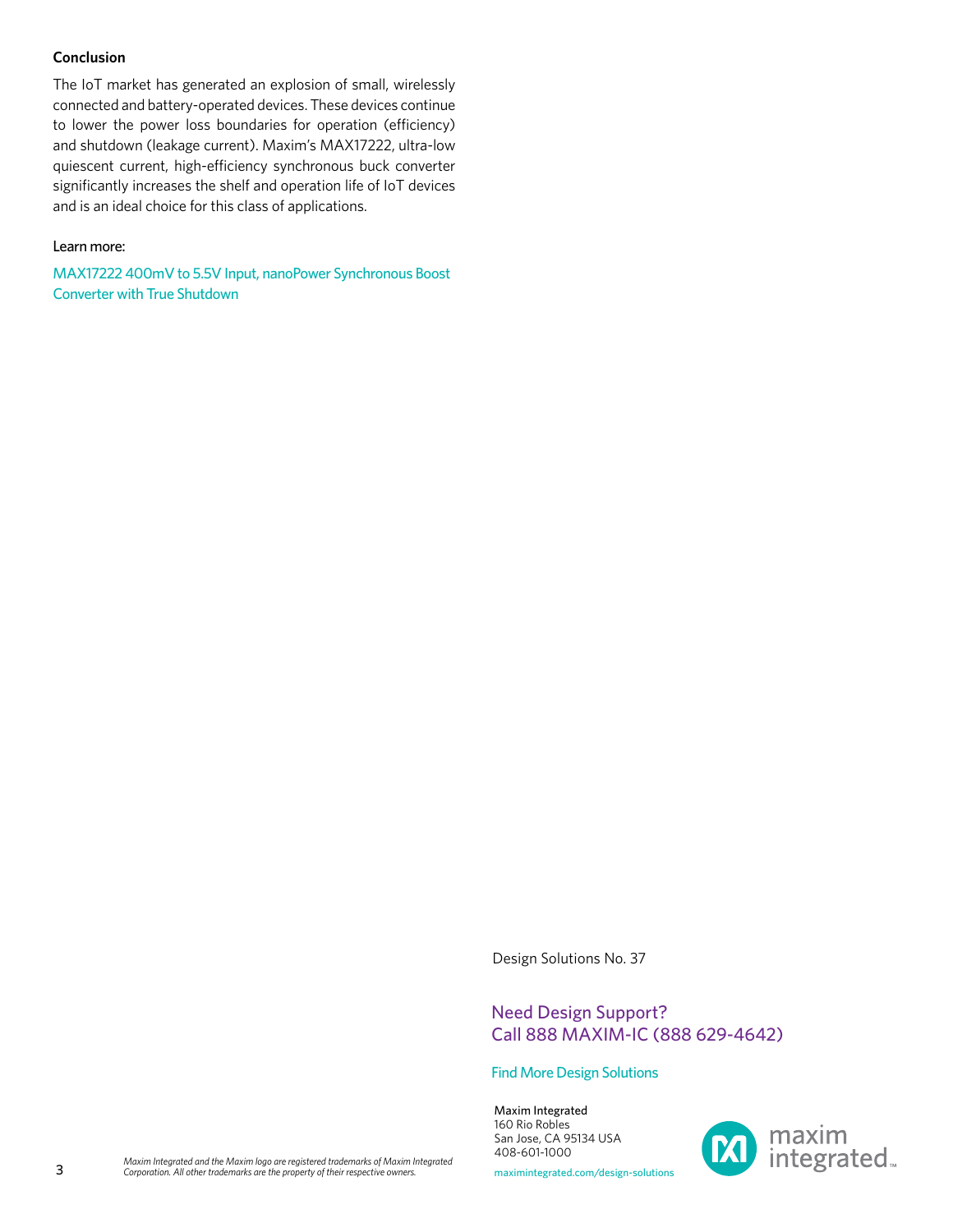### Conclusion

The IoT market has generated an explosion of small, wirelessly connected and battery-operated devices. These devices continue to lower the power loss boundaries for operation (efficiency) and shutdown (leakage current). Maxim's MAX17222, ultra-low quiescent current, high-efficiency synchronous buck converter significantly increases the shelf and operation life of IoT devices and is an ideal choice for this class of applications.

Learn more:

MAX17222 400mV to 5.5V Input, nanoPower Synchronous Boost Converter with True Shutdown

Design Solutions No. 37

Need Design Support?
Call 888 MAXIM-IC (888 629-4642)

Find More Design Solutions

Maxim Integrated
160 Rio Robles
San Jose, CA 95134 USA
408-601-1000

maximintegrated.com/design-solutions

*Maxim Integrated and the Maxim logo are registered trademarks of Maxim Integrated Corporation. All other trademarks are the property of their respective owners.*